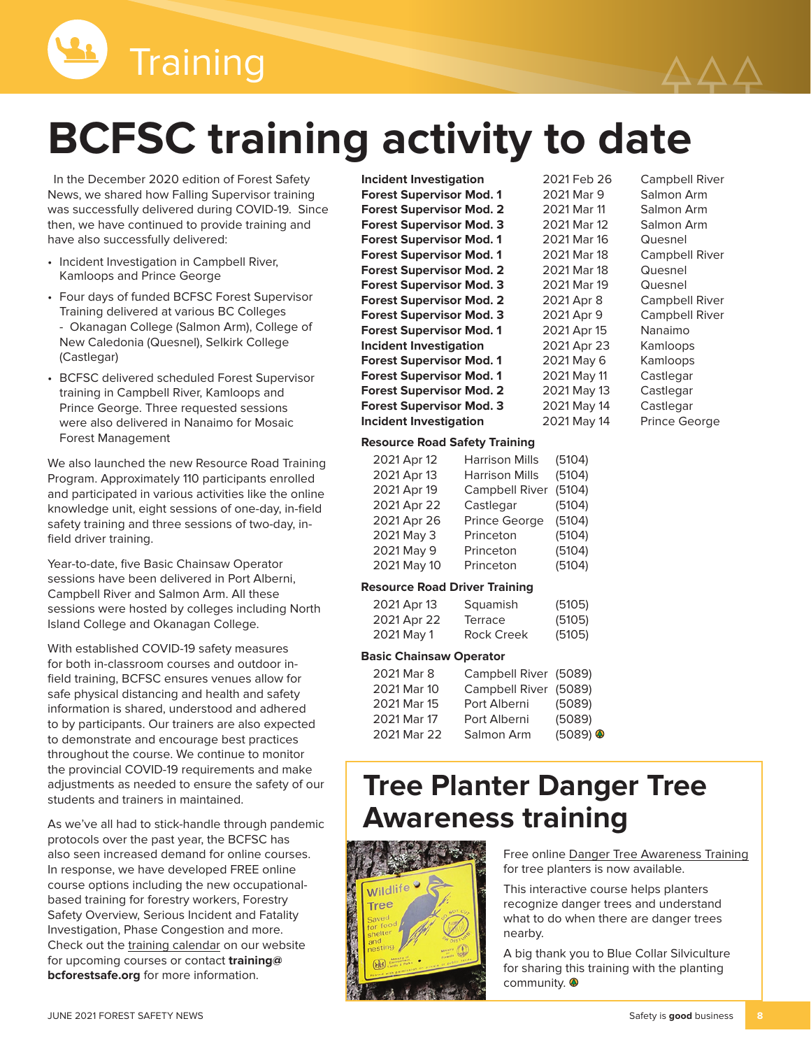# Training

# BCFSC training activity to date

In the December 2020 edition of Forest Safety News, we shared how Falling Supervisor training was successfully delivered during COVID-19. Since then, we have continued to provide training and have also successfully delivered:

- Incident Investigation in Campbell River, Kamloops and Prince George
- Four days of funded BCFSC Forest Supervisor Training delivered at various BC Colleges - Okanagan College (Salmon Arm), College of New Caledonia (Quesnel), Selkirk College (Castlegar)
- BCFSC delivered scheduled Forest Supervisor training in Campbell River, Kamloops and Prince George. Three requested sessions were also delivered in Nanaimo for Mosaic Forest Management

We also launched the new Resource Road Training Program. Approximately 110 participants enrolled and participated in various activities like the online knowledge unit, eight sessions of one-day, in-field safety training and three sessions of two-day, in-field driver training.

Year-to-date, five Basic Chainsaw Operator sessions have been delivered in Port Alberni, Campbell River and Salmon Arm. All these sessions were hosted by colleges including North Island College and Okanagan College.

With established COVID-19 safety measures for both in-classroom courses and outdoor in-field training, BCFSC ensures venues allow for safe physical distancing and health and safety information is shared, understood and adhered to by participants. Our trainers are also expected to demonstrate and encourage best practices throughout the course. We continue to monitor the provincial COVID-19 requirements and make adjustments as needed to ensure the safety of our students and trainers in maintained.

As we've all had to stick-handle through pandemic protocols over the past year, the BCFSC has also seen increased demand for online courses. In response, we have developed FREE online course options including the new occupational-based training for forestry workers, Forestry Safety Overview, Serious Incident and Fatality Investigation, Phase Congestion and more. Check out the training calendar on our website for upcoming courses or contact **training@bcforestsafe.org** for more information.

| Course | Date | Location |
|---|---|---|
| **Incident Investigation** | 2021 Feb 26 | Campbell River |
| **Forest Supervisor Mod. 1** | 2021 Mar 9 | Salmon Arm |
| **Forest Supervisor Mod. 2** | 2021 Mar 11 | Salmon Arm |
| **Forest Supervisor Mod. 3** | 2021 Mar 12 | Salmon Arm |
| **Forest Supervisor Mod. 1** | 2021 Mar 16 | Quesnel |
| **Forest Supervisor Mod. 1** | 2021 Mar 18 | Campbell River |
| **Forest Supervisor Mod. 2** | 2021 Mar 18 | Quesnel |
| **Forest Supervisor Mod. 3** | 2021 Mar 19 | Quesnel |
| **Forest Supervisor Mod. 2** | 2021 Apr 8 | Campbell River |
| **Forest Supervisor Mod. 3** | 2021 Apr 9 | Campbell River |
| **Forest Supervisor Mod. 1** | 2021 Apr 15 | Nanaimo |
| **Incident Investigation** | 2021 Apr 23 | Kamloops |
| **Forest Supervisor Mod. 1** | 2021 May 6 | Kamloops |
| **Forest Supervisor Mod. 1** | 2021 May 11 | Castlegar |
| **Forest Supervisor Mod. 2** | 2021 May 13 | Castlegar |
| **Forest Supervisor Mod. 3** | 2021 May 14 | Castlegar |
| **Incident Investigation** | 2021 May 14 | Prince George |

**Resource Road Safety Training**

| Date | Location | Code |
|---|---|---|
| 2021 Apr 12 | Harrison Mills | (5104) |
| 2021 Apr 13 | Harrison Mills | (5104) |
| 2021 Apr 19 | Campbell River | (5104) |
| 2021 Apr 22 | Castlegar | (5104) |
| 2021 Apr 26 | Prince George | (5104) |
| 2021 May 3 | Princeton | (5104) |
| 2021 May 9 | Princeton | (5104) |
| 2021 May 10 | Princeton | (5104) |

**Resource Road Driver Training**

| Date | Location | Code |
|---|---|---|
| 2021 Apr 13 | Squamish | (5105) |
| 2021 Apr 22 | Terrace | (5105) |
| 2021 May 1 | Rock Creek | (5105) |

**Basic Chainsaw Operator**

| Date | Location | Code |
|---|---|---|
| 2021 Mar 8 | Campbell River | (5089) |
| 2021 Mar 10 | Campbell River | (5089) |
| 2021 Mar 15 | Port Alberni | (5089) |
| 2021 Mar 17 | Port Alberni | (5089) |
| 2021 Mar 22 | Salmon Arm | (5089) |

## Tree Planter Danger Tree Awareness training

Free online Danger Tree Awareness Training for tree planters is now available.

This interactive course helps planters recognize danger trees and understand what to do when there are danger trees nearby.

A big thank you to Blue Collar Silviculture for sharing this training with the planting community.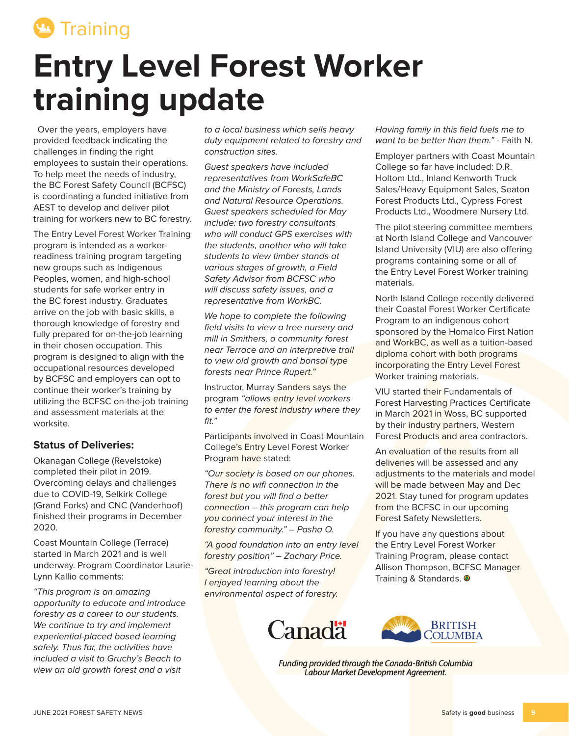Training

# Entry Level Forest Worker training update

Over the years, employers have provided feedback indicating the challenges in finding the right employees to sustain their operations. To help meet the needs of industry, the BC Forest Safety Council (BCFSC) is coordinating a funded initiative from AEST to develop and deliver pilot training for workers new to BC forestry.

The Entry Level Forest Worker Training program is intended as a worker-readiness training program targeting new groups such as Indigenous Peoples, women, and high-school students for safe worker entry in the BC forest industry. Graduates arrive on the job with basic skills, a thorough knowledge of forestry and fully prepared for on-the-job learning in their chosen occupation. This program is designed to align with the occupational resources developed by BCFSC and employers can opt to continue their worker's training by utilizing the BCFSC on-the-job training and assessment materials at the worksite.

### Status of Deliveries:

Okanagan College (Revelstoke) completed their pilot in 2019. Overcoming delays and challenges due to COVID-19, Selkirk College (Grand Forks) and CNC (Vanderhoof) finished their programs in December 2020.

Coast Mountain College (Terrace) started in March 2021 and is well underway. Program Coordinator Laurie-Lynn Kallio comments:

*"This program is an amazing opportunity to educate and introduce forestry as a career to our students. We continue to try and implement experiential-placed based learning safely. Thus far, the activities have included a visit to Gruchy's Beach to view an old growth forest and a visit to a local business which sells heavy duty equipment related to forestry and construction sites.*

*Guest speakers have included representatives from WorkSafeBC and the Ministry of Forests, Lands and Natural Resource Operations. Guest speakers scheduled for May include: two forestry consultants who will conduct GPS exercises with the students, another who will take students to view timber stands at various stages of growth, a Field Safety Advisor from BCFSC who will discuss safety issues, and a representative from WorkBC.*

*We hope to complete the following field visits to view a tree nursery and mill in Smithers, a community forest near Terrace and an interpretive trail to view old growth and bonsai type forests near Prince Rupert."*

Instructor, Murray Sanders says the program *"allows entry level workers to enter the forest industry where they fit."*

Participants involved in Coast Mountain College's Entry Level Forest Worker Program have stated:

*"Our society is based on our phones. There is no wifi connection in the forest but you will find a better connection – this program can help you connect your interest in the forestry community." – Pasha O.*

*"A good foundation into an entry level forestry position" – Zachary Price.*

*"Great introduction into forestry! I enjoyed learning about the environmental aspect of forestry. Having family in this field fuels me to want to be better than them."* - Faith N.

Employer partners with Coast Mountain College so far have included: D.R. Holtom Ltd., Inland Kenworth Truck Sales/Heavy Equipment Sales, Seaton Forest Products Ltd., Cypress Forest Products Ltd., Woodmere Nursery Ltd.

The pilot steering committee members at North Island College and Vancouver Island University (VIU) are also offering programs containing some or all of the Entry Level Forest Worker training materials.

North Island College recently delivered their Coastal Forest Worker Certificate Program to an indigenous cohort sponsored by the Homalco First Nation and WorkBC, as well as a tuition-based diploma cohort with both programs incorporating the Entry Level Forest Worker training materials.

VIU started their Fundamentals of Forest Harvesting Practices Certificate in March 2021 in Woss, BC supported by their industry partners, Western Forest Products and area contractors.

An evaluation of the results from all deliveries will be assessed and any adjustments to the materials and model will be made between May and Dec 2021. Stay tuned for program updates from the BCFSC in our upcoming Forest Safety Newsletters.

If you have any questions about the Entry Level Forest Worker Training Program, please contact Allison Thompson, BCFSC Manager Training & Standards.

Canada | British Columbia

*Funding provided through the Canada-British Columbia Labour Market Development Agreement.*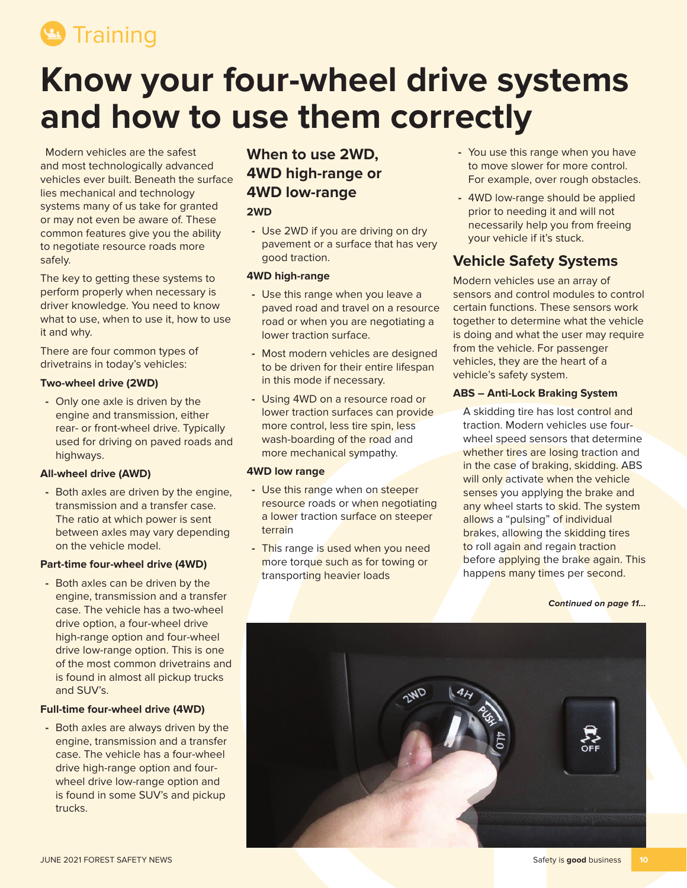Training

# Know your four-wheel drive systems and how to use them correctly

Modern vehicles are the safest and most technologically advanced vehicles ever built. Beneath the surface lies mechanical and technology systems many of us take for granted or may not even be aware of. These common features give you the ability to negotiate resource roads more safely.

The key to getting these systems to perform properly when necessary is driver knowledge. You need to know what to use, when to use it, how to use it and why.

There are four common types of drivetrains in today's vehicles:

**Two-wheel drive (2WD)**

- Only one axle is driven by the engine and transmission, either rear- or front-wheel drive. Typically used for driving on paved roads and highways.

**All-wheel drive (AWD)**

- Both axles are driven by the engine, transmission and a transfer case. The ratio at which power is sent between axles may vary depending on the vehicle model.

**Part-time four-wheel drive (4WD)**

- Both axles can be driven by the engine, transmission and a transfer case. The vehicle has a two-wheel drive option, a four-wheel drive high-range option and four-wheel drive low-range option. This is one of the most common drivetrains and is found in almost all pickup trucks and SUV's.

**Full-time four-wheel drive (4WD)**

- Both axles are always driven by the engine, transmission and a transfer case. The vehicle has a four-wheel drive high-range option and four-wheel drive low-range option and is found in some SUV's and pickup trucks.

## When to use 2WD, 4WD high-range or 4WD low-range

**2WD**

- Use 2WD if you are driving on dry pavement or a surface that has very good traction.

**4WD high-range**

- Use this range when you leave a paved road and travel on a resource road or when you are negotiating a lower traction surface.
- Most modern vehicles are designed to be driven for their entire lifespan in this mode if necessary.
- Using 4WD on a resource road or lower traction surfaces can provide more control, less tire spin, less wash-boarding of the road and more mechanical sympathy.

**4WD low range**

- Use this range when on steeper resource roads or when negotiating a lower traction surface on steeper terrain
- This range is used when you need more torque such as for towing or transporting heavier loads
- You use this range when you have to move slower for more control. For example, over rough obstacles.
- 4WD low-range should be applied prior to needing it and will not necessarily help you from freeing your vehicle if it's stuck.

## Vehicle Safety Systems

Modern vehicles use an array of sensors and control modules to control certain functions. These sensors work together to determine what the vehicle is doing and what the user may require from the vehicle. For passenger vehicles, they are the heart of a vehicle's safety system.

**ABS – Anti-Lock Braking System**

A skidding tire has lost control and traction. Modern vehicles use four-wheel speed sensors that determine whether tires are losing traction and in the case of braking, skidding. ABS will only activate when the vehicle senses you applying the brake and any wheel starts to skid. The system allows a "pulsing" of individual brakes, allowing the skidding tires to roll again and regain traction before applying the brake again. This happens many times per second.

***Continued on page 11...***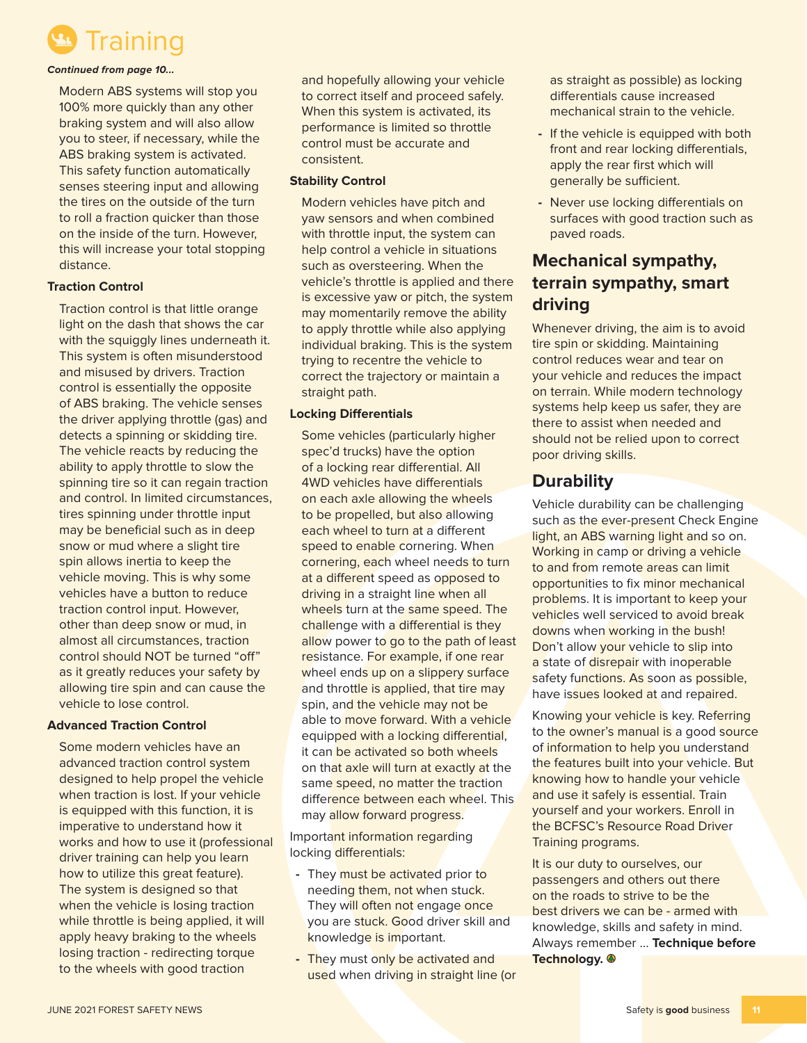# Training

***Continued from page 10...***

Modern ABS systems will stop you 100% more quickly than any other braking system and will also allow you to steer, if necessary, while the ABS braking system is activated. This safety function automatically senses steering input and allowing the tires on the outside of the turn to roll a fraction quicker than those on the inside of the turn. However, this will increase your total stopping distance.

**Traction Control**

Traction control is that little orange light on the dash that shows the car with the squiggly lines underneath it. This system is often misunderstood and misused by drivers. Traction control is essentially the opposite of ABS braking. The vehicle senses the driver applying throttle (gas) and detects a spinning or skidding tire. The vehicle reacts by reducing the ability to apply throttle to slow the spinning tire so it can regain traction and control. In limited circumstances, tires spinning under throttle input may be beneficial such as in deep snow or mud where a slight tire spin allows inertia to keep the vehicle moving. This is why some vehicles have a button to reduce traction control input. However, other than deep snow or mud, in almost all circumstances, traction control should NOT be turned "off" as it greatly reduces your safety by allowing tire spin and can cause the vehicle to lose control.

**Advanced Traction Control**

Some modern vehicles have an advanced traction control system designed to help propel the vehicle when traction is lost. If your vehicle is equipped with this function, it is imperative to understand how it works and how to use it (professional driver training can help you learn how to utilize this great feature). The system is designed so that when the vehicle is losing traction while throttle is being applied, it will apply heavy braking to the wheels losing traction - redirecting torque to the wheels with good traction and hopefully allowing your vehicle to correct itself and proceed safely. When this system is activated, its performance is limited so throttle control must be accurate and consistent.

**Stability Control**

Modern vehicles have pitch and yaw sensors and when combined with throttle input, the system can help control a vehicle in situations such as oversteering. When the vehicle's throttle is applied and there is excessive yaw or pitch, the system may momentarily remove the ability to apply throttle while also applying individual braking. This is the system trying to recentre the vehicle to correct the trajectory or maintain a straight path.

**Locking Differentials**

Some vehicles (particularly higher spec'd trucks) have the option of a locking rear differential. All 4WD vehicles have differentials on each axle allowing the wheels to be propelled, but also allowing each wheel to turn at a different speed to enable cornering. When cornering, each wheel needs to turn at a different speed as opposed to driving in a straight line when all wheels turn at the same speed. The challenge with a differential is they allow power to go to the path of least resistance. For example, if one rear wheel ends up on a slippery surface and throttle is applied, that tire may spin, and the vehicle may not be able to move forward. With a vehicle equipped with a locking differential, it can be activated so both wheels on that axle will turn at exactly at the same speed, no matter the traction difference between each wheel. This may allow forward progress.

Important information regarding locking differentials:

- They must be activated prior to needing them, not when stuck. They will often not engage once you are stuck. Good driver skill and knowledge is important.
- They must only be activated and used when driving in straight line (or as straight as possible) as locking differentials cause increased mechanical strain to the vehicle.
- If the vehicle is equipped with both front and rear locking differentials, apply the rear first which will generally be sufficient.
- Never use locking differentials on surfaces with good traction such as paved roads.

## Mechanical sympathy, terrain sympathy, smart driving

Whenever driving, the aim is to avoid tire spin or skidding. Maintaining control reduces wear and tear on your vehicle and reduces the impact on terrain. While modern technology systems help keep us safer, they are there to assist when needed and should not be relied upon to correct poor driving skills.

## Durability

Vehicle durability can be challenging such as the ever-present Check Engine light, an ABS warning light and so on. Working in camp or driving a vehicle to and from remote areas can limit opportunities to fix minor mechanical problems. It is important to keep your vehicles well serviced to avoid break downs when working in the bush! Don't allow your vehicle to slip into a state of disrepair with inoperable safety functions. As soon as possible, have issues looked at and repaired.

Knowing your vehicle is key. Referring to the owner's manual is a good source of information to help you understand the features built into your vehicle. But knowing how to handle your vehicle and use it safely is essential. Train yourself and your workers. Enroll in the BCFSC's Resource Road Driver Training programs.

It is our duty to ourselves, our passengers and others out there on the roads to strive to be the best drivers we can be - armed with knowledge, skills and safety in mind. Always remember … **Technique before Technology.**